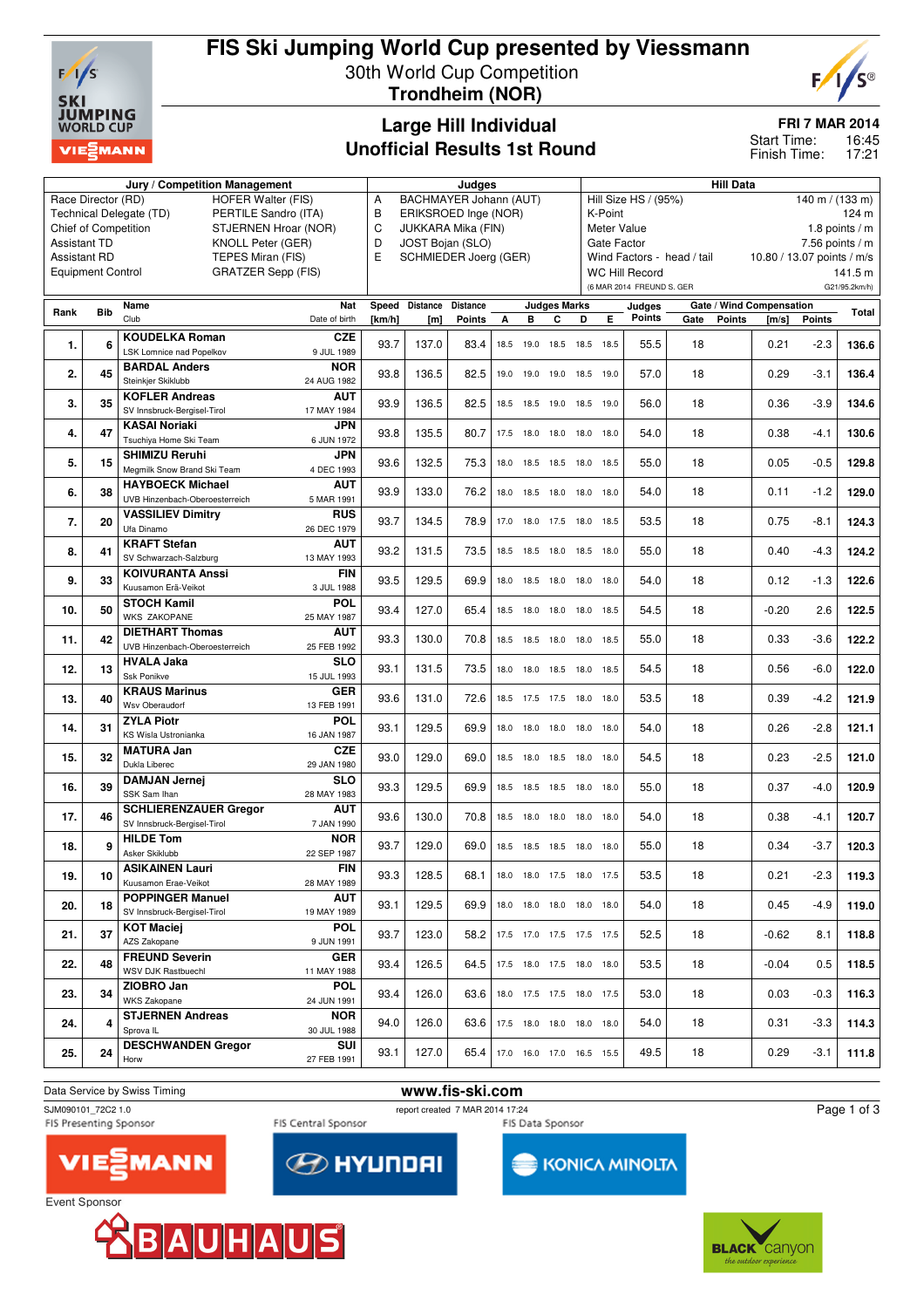# FIS Ski Jumping World Cup presented by Viessmann

30th World Cup Competition
**Trondheim (NOR)**

## Large Hill Individual
## Unofficial Results 1st Round

**FRI 7 MAR 2014**
Start Time: 16:45
Finish Time: 17:21

| Jury / Competition Management | | Judges | | Hill Data | |
|---|---|---|---|---|---|
| Race Director (RD) | HOFER Walter (FIS) | A | BACHMAYER Johann (AUT) | Hill Size HS / (95%) | 140 m / (133 m) |
| Technical Delegate (TD) | PERTILE Sandro (ITA) | B | ERIKSROED Inge (NOR) | K-Point | 124 m |
| Chief of Competition | STJERNEN Hroar (NOR) | C | JUKKARA Mika (FIN) | Meter Value | 1.8 points / m |
| Assistant TD | KNOLL Peter (GER) | D | JOST Bojan (SLO) | Gate Factor | 7.56 points / m |
| Assistant RD | TEPES Miran (FIS) | E | SCHMIEDER Joerg (GER) | Wind Factors - head / tail | 10.80 / 13.07 points / m/s |
| Equipment Control | GRATZER Sepp (FIS) | | | WC Hill Record | 141.5 m |
| | | | | (6 MAR 2014 FREUND S. GER | G21/95.2km/h) |

| Rank | Bib | Name / Club | Nat / Date of birth | Speed [km/h] | Distance [m] | Distance Points | A | B | C | D | E | Judges Points | Gate | Gate Points | Wind [m/s] | Wind Points | Total |
|---|---|---|---|---|---|---|---|---|---|---|---|---|---|---|---|---|---|
| 1. | 6 | KOUDELKA Roman / LSK Lomnice nad Popelkov | CZE / 9 JUL 1989 | 93.7 | 137.0 | 83.4 | 18.5 | 19.0 | 18.5 | 18.5 | 18.5 | 55.5 | 18 | | 0.21 | -2.3 | 136.6 |
| 2. | 45 | BARDAL Anders / Steinkjer Skiklubb | NOR / 24 AUG 1982 | 93.8 | 136.5 | 82.5 | 19.0 | 19.0 | 19.0 | 18.5 | 19.0 | 57.0 | 18 | | 0.29 | -3.1 | 136.4 |
| 3. | 35 | KOFLER Andreas / SV Innsbruck-Bergisel-Tirol | AUT / 17 MAY 1984 | 93.9 | 136.5 | 82.5 | 18.5 | 18.5 | 19.0 | 18.5 | 19.0 | 56.0 | 18 | | 0.36 | -3.9 | 134.6 |
| 4. | 47 | KASAI Noriaki / Tsuchiya Home Ski Team | JPN / 6 JUN 1972 | 93.8 | 135.5 | 80.7 | 17.5 | 18.0 | 18.0 | 18.0 | 18.0 | 54.0 | 18 | | 0.38 | -4.1 | 130.6 |
| 5. | 15 | SHIMIZU Reruhi / Megmilk Snow Brand Ski Team | JPN / 4 DEC 1993 | 93.6 | 132.5 | 75.3 | 18.0 | 18.5 | 18.5 | 18.0 | 18.5 | 55.0 | 18 | | 0.05 | -0.5 | 129.8 |
| 6. | 38 | HAYBOECK Michael / UVB Hinzenbach-Oberoesterreich | AUT / 5 MAR 1991 | 93.9 | 133.0 | 76.2 | 18.0 | 18.5 | 18.0 | 18.0 | 18.0 | 54.0 | 18 | | 0.11 | -1.2 | 129.0 |
| 7. | 20 | VASSILIEV Dimitry / Ufa Dinamo | RUS / 26 DEC 1979 | 93.7 | 134.5 | 78.9 | 17.0 | 18.0 | 17.5 | 18.0 | 18.5 | 53.5 | 18 | | 0.75 | -8.1 | 124.3 |
| 8. | 41 | KRAFT Stefan / SV Schwarzach-Salzburg | AUT / 13 MAY 1993 | 93.2 | 131.5 | 73.5 | 18.5 | 18.5 | 18.0 | 18.5 | 18.0 | 55.0 | 18 | | 0.40 | -4.3 | 124.2 |
| 9. | 33 | KOIVURANTA Anssi / Kuusamon Erä-Veikot | FIN / 3 JUL 1988 | 93.5 | 129.5 | 69.9 | 18.0 | 18.5 | 18.0 | 18.0 | 18.0 | 54.0 | 18 | | 0.12 | -1.3 | 122.6 |
| 10. | 50 | STOCH Kamil / WKS ZAKOPANE | POL / 25 MAY 1987 | 93.4 | 127.0 | 65.4 | 18.5 | 18.0 | 18.0 | 18.0 | 18.5 | 54.5 | 18 | | -0.20 | 2.6 | 122.5 |
| 11. | 42 | DIETHART Thomas / UVB Hinzenbach-Oberoesterreich | AUT / 25 FEB 1992 | 93.3 | 130.0 | 70.8 | 18.5 | 18.5 | 18.0 | 18.0 | 18.5 | 55.0 | 18 | | 0.33 | -3.6 | 122.2 |
| 12. | 13 | HVALA Jaka / Ssk Ponikve | SLO / 15 JUL 1993 | 93.1 | 131.5 | 73.5 | 18.0 | 18.0 | 18.5 | 18.0 | 18.5 | 54.5 | 18 | | 0.56 | -6.0 | 122.0 |
| 13. | 40 | KRAUS Marinus / Wsv Oberaudorf | GER / 13 FEB 1991 | 93.6 | 131.0 | 72.6 | 18.5 | 17.5 | 17.5 | 18.0 | 18.0 | 53.5 | 18 | | 0.39 | -4.2 | 121.9 |
| 14. | 31 | ZYLA Piotr / KS Wisla Ustronianka | POL / 16 JAN 1987 | 93.1 | 129.5 | 69.9 | 18.0 | 18.0 | 18.0 | 18.0 | 18.0 | 54.0 | 18 | | 0.26 | -2.8 | 121.1 |
| 15. | 32 | MATURA Jan / Dukla Liberec | CZE / 29 JAN 1980 | 93.0 | 129.0 | 69.0 | 18.5 | 18.0 | 18.5 | 18.0 | 18.0 | 54.5 | 18 | | 0.23 | -2.5 | 121.0 |
| 16. | 39 | DAMJAN Jernej / SSK Sam Ihan | SLO / 28 MAY 1983 | 93.3 | 129.5 | 69.9 | 18.5 | 18.5 | 18.5 | 18.0 | 18.0 | 55.0 | 18 | | 0.37 | -4.0 | 120.9 |
| 17. | 46 | SCHLIERENZAUER Gregor / SV Innsbruck-Bergisel-Tirol | AUT / 7 JAN 1990 | 93.6 | 130.0 | 70.8 | 18.5 | 18.0 | 18.0 | 18.0 | 18.0 | 54.0 | 18 | | 0.38 | -4.1 | 120.7 |
| 18. | 9 | HILDE Tom / Asker Skiklubb | NOR / 22 SEP 1987 | 93.7 | 129.0 | 69.0 | 18.5 | 18.5 | 18.5 | 18.0 | 18.0 | 55.0 | 18 | | 0.34 | -3.7 | 120.3 |
| 19. | 10 | ASIKAINEN Lauri / Kuusamon Erae-Veikot | FIN / 28 MAY 1989 | 93.3 | 128.5 | 68.1 | 18.0 | 18.0 | 17.5 | 18.0 | 17.5 | 53.5 | 18 | | 0.21 | -2.3 | 119.3 |
| 20. | 18 | POPPINGER Manuel / SV Innsbruck-Bergisel-Tirol | AUT / 19 MAY 1989 | 93.1 | 129.5 | 69.9 | 18.0 | 18.0 | 18.0 | 18.0 | 18.0 | 54.0 | 18 | | 0.45 | -4.9 | 119.0 |
| 21. | 37 | KOT Maciej / AZS Zakopane | POL / 9 JUN 1991 | 93.7 | 123.0 | 58.2 | 17.5 | 17.0 | 17.5 | 17.5 | 17.5 | 52.5 | 18 | | -0.62 | 8.1 | 118.8 |
| 22. | 48 | FREUND Severin / WSV DJK Rastbuechl | GER / 11 MAY 1988 | 93.4 | 126.5 | 64.5 | 17.5 | 18.0 | 17.5 | 18.0 | 18.0 | 53.5 | 18 | | -0.04 | 0.5 | 118.5 |
| 23. | 34 | ZIOBRO Jan / WKS Zakopane | POL / 24 JUN 1991 | 93.4 | 126.0 | 63.6 | 18.0 | 17.5 | 17.5 | 18.0 | 17.5 | 53.0 | 18 | | 0.03 | -0.3 | 116.3 |
| 24. | 4 | STJERNEN Andreas / Sprova IL | NOR / 30 JUL 1988 | 94.0 | 126.0 | 63.6 | 17.5 | 18.0 | 18.0 | 18.0 | 18.0 | 54.0 | 18 | | 0.31 | -3.3 | 114.3 |
| 25. | 24 | DESCHWANDEN Gregor / Horw | SUI / 27 FEB 1991 | 93.1 | 127.0 | 65.4 | 17.0 | 16.0 | 17.0 | 16.5 | 15.5 | 49.5 | 18 | | 0.29 | -3.1 | 111.8 |

Data Service by Swiss Timing
www.fis-ski.com
SJM090101_72C2 1.0
report created 7 MAR 2014 17:24

FIS Presenting Sponsor: VIESSMANN
FIS Central Sponsor: HYUNDAI
FIS Data Sponsor: KONICA MINOLTA
Event Sponsor: BAUHAUS
BLACK canyon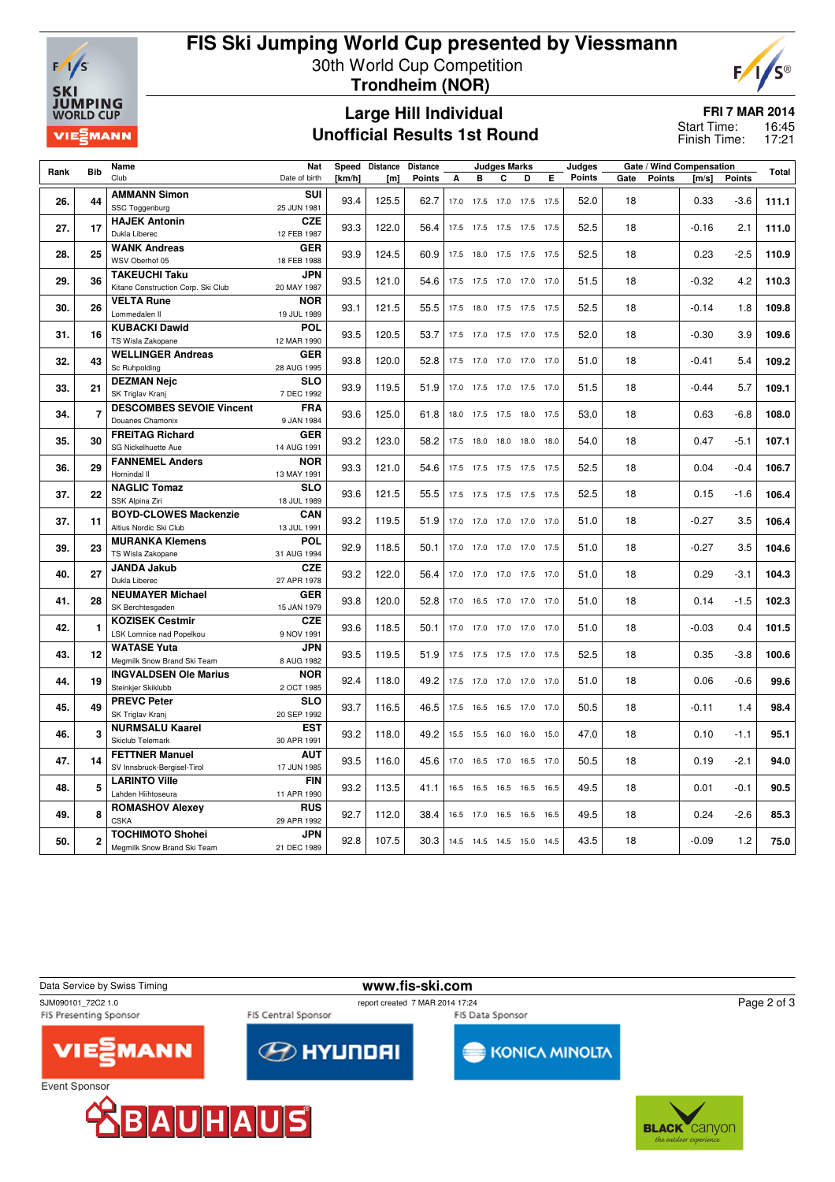# FIS Ski Jumping World Cup presented by Viessmann

30th World Cup Competition
**Trondheim (NOR)**

## Large Hill Individual
## Unofficial Results 1st Round

**FRI 7 MAR 2014**
Start Time: 16:45
Finish Time: 17:21

| Rank | Bib | Name / Club | Nat / Date of birth | Speed [km/h] | Distance [m] | Distance Points | A | B | C | D | E | Judges Points | Gate | Gate Points | Wind [m/s] | Wind Points | Total |
|---|---|---|---|---|---|---|---|---|---|---|---|---|---|---|---|---|---|
| 26. | 44 | **AMMANN Simon** SSC Toggenburg | SUI 25 JUN 1981 | 93.4 | 125.5 | 62.7 | 17.0 | 17.5 | 17.0 | 17.5 | 17.5 | 52.0 | 18 | | 0.33 | -3.6 | 111.1 |
| 27. | 17 | **HAJEK Antonin** Dukla Liberec | CZE 12 FEB 1987 | 93.3 | 122.0 | 56.4 | 17.5 | 17.5 | 17.5 | 17.5 | 17.5 | 52.5 | 18 | | -0.16 | 2.1 | 111.0 |
| 28. | 25 | **WANK Andreas** WSV Oberhof 05 | GER 18 FEB 1988 | 93.9 | 124.5 | 60.9 | 17.5 | 18.0 | 17.5 | 17.5 | 17.5 | 52.5 | 18 | | 0.23 | -2.5 | 110.9 |
| 29. | 36 | **TAKEUCHI Taku** Kitano Construction Corp. Ski Club | JPN 20 MAY 1987 | 93.5 | 121.0 | 54.6 | 17.5 | 17.5 | 17.0 | 17.0 | 17.0 | 51.5 | 18 | | -0.32 | 4.2 | 110.3 |
| 30. | 26 | **VELTA Rune** Lommedalen Il | NOR 19 JUL 1989 | 93.1 | 121.5 | 55.5 | 17.5 | 18.0 | 17.5 | 17.5 | 17.5 | 52.5 | 18 | | -0.14 | 1.8 | 109.8 |
| 31. | 16 | **KUBACKI Dawid** TS Wisla Zakopane | POL 12 MAR 1990 | 93.5 | 120.5 | 53.7 | 17.5 | 17.0 | 17.5 | 17.0 | 17.5 | 52.0 | 18 | | -0.30 | 3.9 | 109.6 |
| 32. | 43 | **WELLINGER Andreas** Sc Ruhpolding | GER 28 AUG 1995 | 93.8 | 120.0 | 52.8 | 17.5 | 17.0 | 17.0 | 17.0 | 17.0 | 51.0 | 18 | | -0.41 | 5.4 | 109.2 |
| 33. | 21 | **DEZMAN Nejc** SK Triglav Kranj | SLO 7 DEC 1992 | 93.9 | 119.5 | 51.9 | 17.0 | 17.5 | 17.0 | 17.5 | 17.0 | 51.5 | 18 | | -0.44 | 5.7 | 109.1 |
| 34. | 7 | **DESCOMBES SEVOIE Vincent** Douanes Chamonix | FRA 9 JAN 1984 | 93.6 | 125.0 | 61.8 | 18.0 | 17.5 | 17.5 | 18.0 | 17.5 | 53.0 | 18 | | 0.63 | -6.8 | 108.0 |
| 35. | 30 | **FREITAG Richard** SG Nickelhuette Aue | GER 14 AUG 1991 | 93.2 | 123.0 | 58.2 | 17.5 | 18.0 | 18.0 | 18.0 | 18.0 | 54.0 | 18 | | 0.47 | -5.1 | 107.1 |
| 36. | 29 | **FANNEMEL Anders** Hornindal Il | NOR 13 MAY 1991 | 93.3 | 121.0 | 54.6 | 17.5 | 17.5 | 17.5 | 17.5 | 17.5 | 52.5 | 18 | | 0.04 | -0.4 | 106.7 |
| 37. | 22 | **NAGLIC Tomaz** SSK Alpina Ziri | SLO 18 JUL 1989 | 93.6 | 121.5 | 55.5 | 17.5 | 17.5 | 17.5 | 17.5 | 17.5 | 52.5 | 18 | | 0.15 | -1.6 | 106.4 |
| 37. | 11 | **BOYD-CLOWES Mackenzie** Altius Nordic Ski Club | CAN 13 JUL 1991 | 93.2 | 119.5 | 51.9 | 17.0 | 17.0 | 17.0 | 17.0 | 17.0 | 51.0 | 18 | | -0.27 | 3.5 | 106.4 |
| 39. | 23 | **MURANKA Klemens** TS Wisla Zakopane | POL 31 AUG 1994 | 92.9 | 118.5 | 50.1 | 17.0 | 17.0 | 17.0 | 17.0 | 17.5 | 51.0 | 18 | | -0.27 | 3.5 | 104.6 |
| 40. | 27 | **JANDA Jakub** Dukla Liberec | CZE 27 APR 1978 | 93.2 | 122.0 | 56.4 | 17.0 | 17.0 | 17.0 | 17.5 | 17.0 | 51.0 | 18 | | 0.29 | -3.1 | 104.3 |
| 41. | 28 | **NEUMAYER Michael** SK Berchtesgaden | GER 15 JAN 1979 | 93.8 | 120.0 | 52.8 | 17.0 | 16.5 | 17.0 | 17.0 | 17.0 | 51.0 | 18 | | 0.14 | -1.5 | 102.3 |
| 42. | 1 | **KOZISEK Cestmir** LSK Lomnice nad Popelkou | CZE 9 NOV 1991 | 93.6 | 118.5 | 50.1 | 17.0 | 17.0 | 17.0 | 17.0 | 17.0 | 51.0 | 18 | | -0.03 | 0.4 | 101.5 |
| 43. | 12 | **WATASE Yuta** Megmilk Snow Brand Ski Team | JPN 8 AUG 1982 | 93.5 | 119.5 | 51.9 | 17.5 | 17.5 | 17.5 | 17.0 | 17.5 | 52.5 | 18 | | 0.35 | -3.8 | 100.6 |
| 44. | 19 | **INGVALDSEN Ole Marius** Steinkjer Skiklubb | NOR 2 OCT 1985 | 92.4 | 118.0 | 49.2 | 17.5 | 17.0 | 17.0 | 17.0 | 17.0 | 51.0 | 18 | | 0.06 | -0.6 | 99.6 |
| 45. | 49 | **PREVC Peter** SK Triglav Kranj | SLO 20 SEP 1992 | 93.7 | 116.5 | 46.5 | 17.5 | 16.5 | 16.5 | 17.0 | 17.0 | 50.5 | 18 | | -0.11 | 1.4 | 98.4 |
| 46. | 3 | **NURMSALU Kaarel** Skiclub Telemark | EST 30 APR 1991 | 93.2 | 118.0 | 49.2 | 15.5 | 15.5 | 16.0 | 16.0 | 15.0 | 47.0 | 18 | | 0.10 | -1.1 | 95.1 |
| 47. | 14 | **FETTNER Manuel** SV Innsbruck-Bergisel-Tirol | AUT 17 JUN 1985 | 93.5 | 116.0 | 45.6 | 17.0 | 16.5 | 17.0 | 16.5 | 17.0 | 50.5 | 18 | | 0.19 | -2.1 | 94.0 |
| 48. | 5 | **LARINTO Ville** Lahden Hiihtoseura | FIN 11 APR 1990 | 93.2 | 113.5 | 41.1 | 16.5 | 16.5 | 16.5 | 16.5 | 16.5 | 49.5 | 18 | | 0.01 | -0.1 | 90.5 |
| 49. | 8 | **ROMASHOV Alexey** CSKA | RUS 29 APR 1992 | 92.7 | 112.0 | 38.4 | 16.5 | 17.0 | 16.5 | 16.5 | 16.5 | 49.5 | 18 | | 0.24 | -2.6 | 85.3 |
| 50. | 2 | **TOCHIMOTO Shohei** Megmilk Snow Brand Ski Team | JPN 21 DEC 1989 | 92.8 | 107.5 | 30.3 | 14.5 | 14.5 | 14.5 | 15.0 | 14.5 | 43.5 | 18 | | -0.09 | 1.2 | 75.0 |

Data Service by Swiss Timing — www.fis-ski.com
SJM090101_72C2 1.0 — report created 7 MAR 2014 17:24

FIS Presenting Sponsor: VIESSMANN — FIS Central Sponsor: HYUNDAI — FIS Data Sponsor: KONICA MINOLTA
Event Sponsor: BAUHAUS — BLACK canyon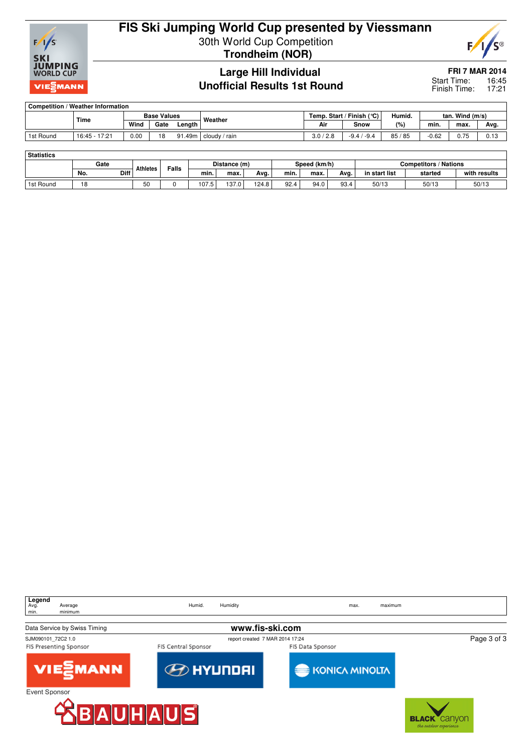# FIS Ski Jumping World Cup presented by Viessmann

30th World Cup Competition

**Trondheim (NOR)**

## Large Hill Individual
## Unofficial Results 1st Round

**FRI 7 MAR 2014**

Start Time: 16:45
Finish Time: 17:21

| Competition / Weather Information | | | | | | | | | | | |
|---|---|---|---|---|---|---|---|---|---|---|---|
| | Time | Base Values | | | Weather | Temp. Start / Finish (°C) | | Humid. | tan. Wind (m/s) | | |
| | | Wind | Gate | Length | | Air | Snow | (%) | min. | max. | Avg. |
| 1st Round | 16:45 - 17:21 | 0.00 | 18 | 91.49m | cloudy / rain | 3.0 / 2.8 | -9.4 / -9.4 | 85 / 85 | -0.62 | 0.75 | 0.13 |

| Statistics | | | | | | | | | | | | | |
|---|---|---|---|---|---|---|---|---|---|---|---|---|---|
| | Gate | | Athletes | Falls | Distance (m) | | | Speed (km/h) | | | Competitors / Nations | | |
| | No. | Diff | | | min. | max. | Avg. | min. | max. | Avg. | in start list | started | with results |
| 1st Round | 18 | | 50 | 0 | 107.5 | 137.0 | 124.8 | 92.4 | 94.0 | 93.4 | 50/13 | 50/13 | 50/13 |

**Legend**
Avg. Average
min. minimum
Humid. Humidity
max. maximum

Data Service by Swiss Timing
www.fis-ski.com
SJM090101_72C2 1.0
report created 7 MAR 2014 17:24

FIS Presenting Sponsor: VIESSMANN
FIS Central Sponsor: HYUNDAI
FIS Data Sponsor: KONICA MINOLTA
Event Sponsor: BAUHAUS
BLACK canyon the outdoor experience